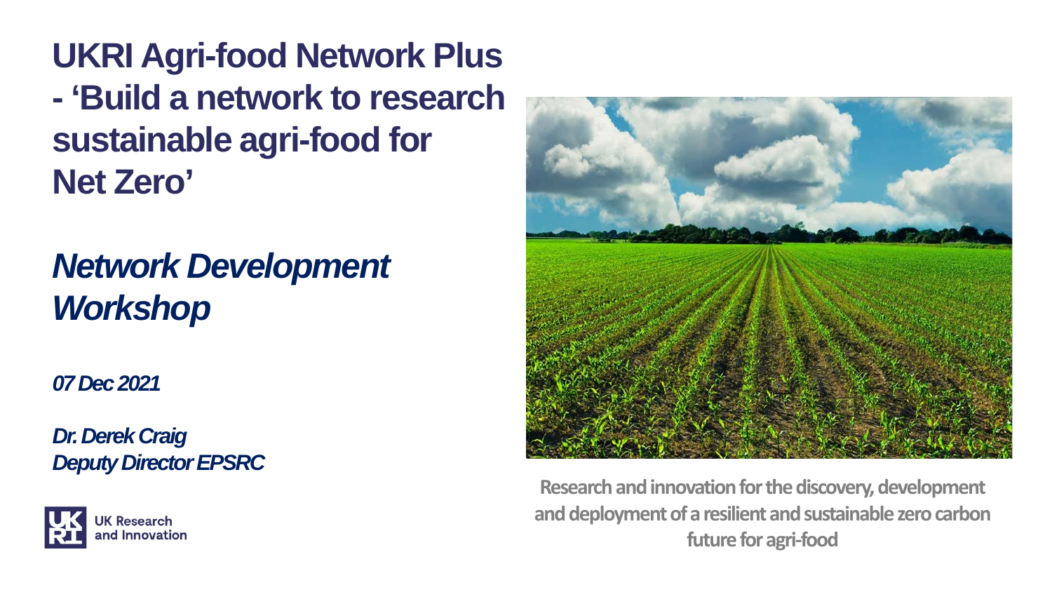# UKRI Agri-food Network Plus - 'Build a network to research sustainable agri-food for Net Zero'

## *Network Development Workshop*

***07 Dec 2021***

***Dr. Derek Craig***
***Deputy Director EPSRC***

UK Research and Innovation

**Research and innovation for the discovery, development and deployment of a resilient and sustainable zero carbon future for agri-food**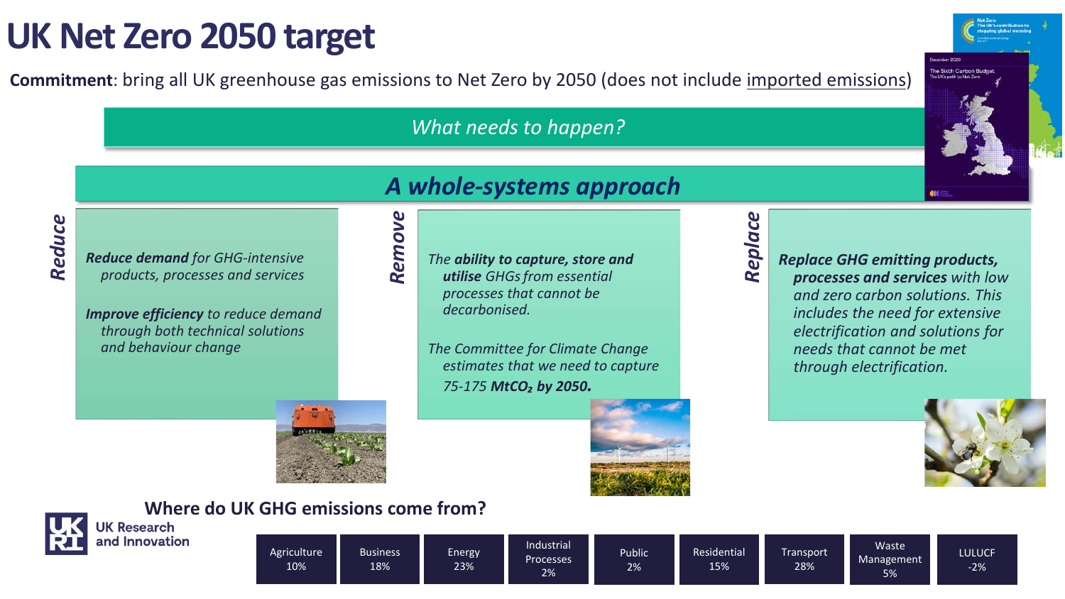# UK Net Zero 2050 target

**Commitment**: bring all UK greenhouse gas emissions to Net Zero by 2050 (does not include imported emissions)

## *What needs to happen?*

## *A whole-systems approach*

### *Reduce*

***Reduce demand*** *for GHG-intensive products, processes and services*

***Improve efficiency*** *to reduce demand through both technical solutions and behaviour change*

### *Remove*

*The* ***ability to capture, store and utilise*** *GHGs from essential processes that cannot be decarbonised.*

*The Committee for Climate Change estimates that we need to capture 75-175* ***$MtCO_2$ by 2050.***

### *Replace*

***Replace GHG emitting products, processes and services*** *with low and zero carbon solutions. This includes the need for extensive electrification and solutions for needs that cannot be met through electrification.*

## Where do UK GHG emissions come from?

| Agriculture | Business | Energy | Industrial Processes | Public | Residential | Transport | Waste Management | LULUCF |
|---|---|---|---|---|---|---|---|---|
| 10% | 18% | 23% | 2% | 2% | 15% | 28% | 5% | -2% |

UK Research and Innovation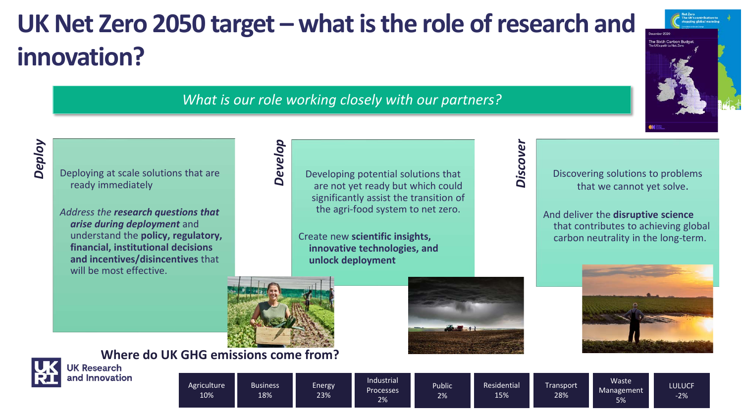# UK Net Zero 2050 target – what is the role of research and innovation?

*What is our role working closely with our partners?*

## Deploy

Deploying at scale solutions that are ready immediately

*Address the **research questions that arise during deployment*** and understand the **policy, regulatory, financial, institutional decisions and incentives/disincentives** that will be most effective.

## Develop

Developing potential solutions that are not yet ready but which could significantly assist the transition of the agri-food system to net zero.

Create new **scientific insights, innovative technologies, and unlock deployment**

## Discover

Discovering solutions to problems that we cannot yet solve.

And deliver the **disruptive science** that contributes to achieving global carbon neutrality in the long-term.

## Where do UK GHG emissions come from?

| Agriculture | Business | Energy | Industrial Processes | Public | Residential | Transport | Waste Management | LULUCF |
|---|---|---|---|---|---|---|---|---|
| 10% | 18% | 23% | 2% | 2% | 15% | 28% | 5% | -2% |

UK Research and Innovation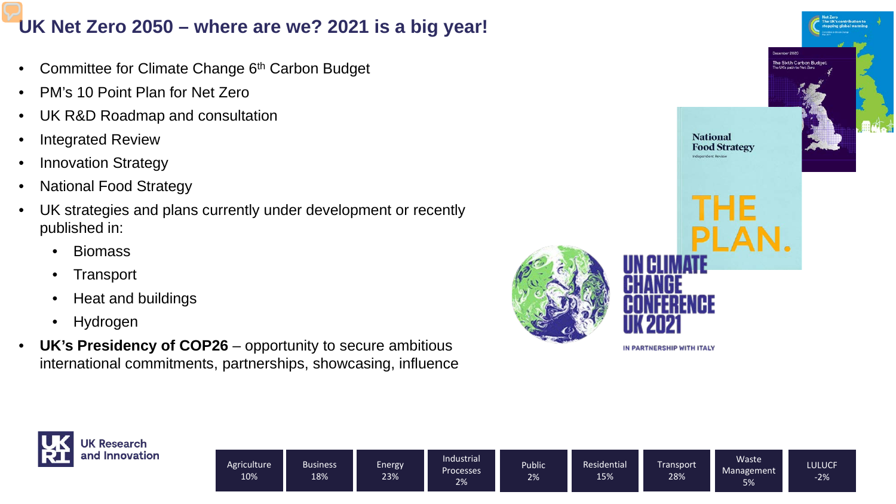# UK Net Zero 2050 – where are we? 2021 is a big year!

- Committee for Climate Change 6th Carbon Budget
- PM's 10 Point Plan for Net Zero
- UK R&D Roadmap and consultation
- Integrated Review
- Innovation Strategy
- National Food Strategy
- UK strategies and plans currently under development or recently published in:
  - Biomass
  - Transport
  - Heat and buildings
  - Hydrogen
- **UK's Presidency of COP26** – opportunity to secure ambitious international commitments, partnerships, showcasing, influence

| Agriculture | Business | Energy | Industrial Processes | Public | Residential | Transport | Waste Management | LULUCF |
|---|---|---|---|---|---|---|---|---|
| 10% | 18% | 23% | 2% | 2% | 15% | 28% | 5% | -2% |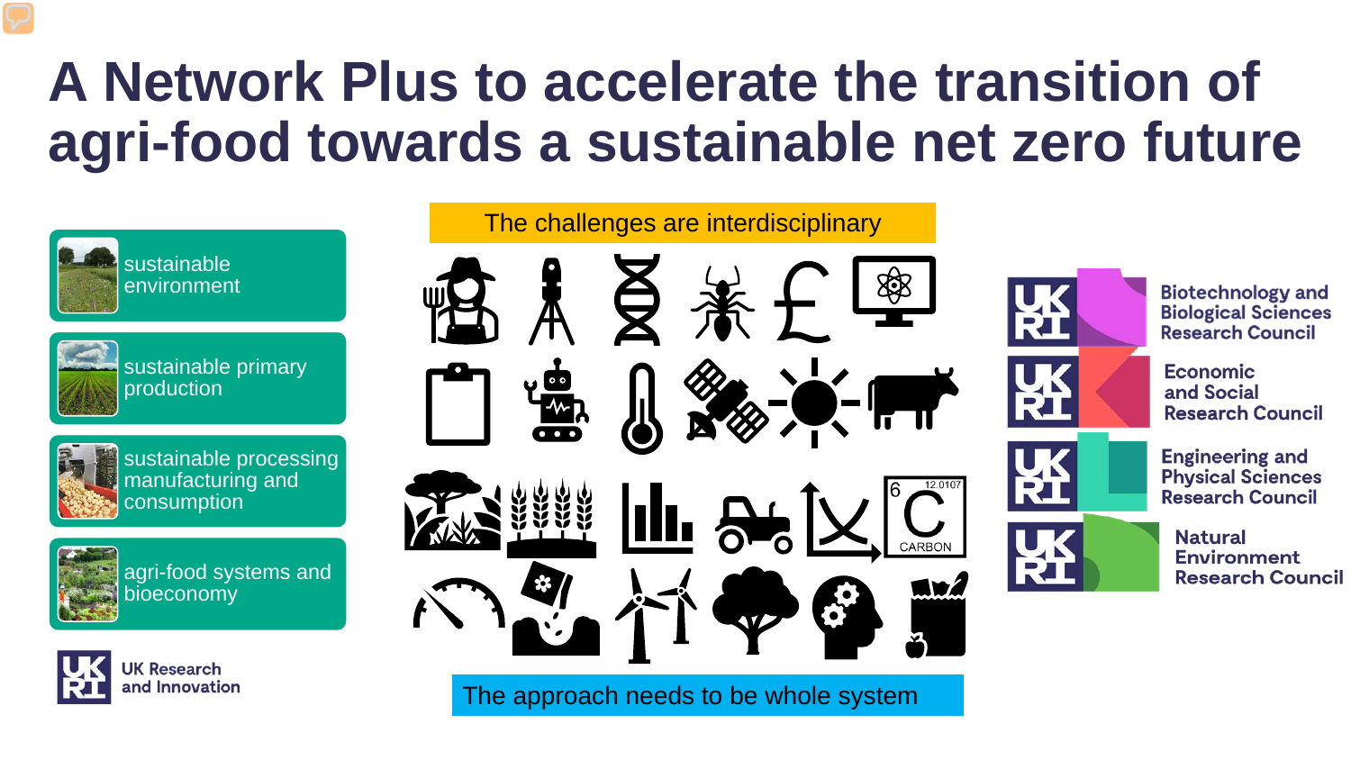# A Network Plus to accelerate the transition of agri-food towards a sustainable net zero future

- sustainable environment
- sustainable primary production
- sustainable processing manufacturing and consumption
- agri-food systems and bioeconomy

UK Research and Innovation

The challenges are interdisciplinary

6 C 12.0107 CARBON

The approach needs to be whole system

UKRI Biotechnology and Biological Sciences Research Council

UKRI Economic and Social Research Council

UKRI Engineering and Physical Sciences Research Council

UKRI Natural Environment Research Council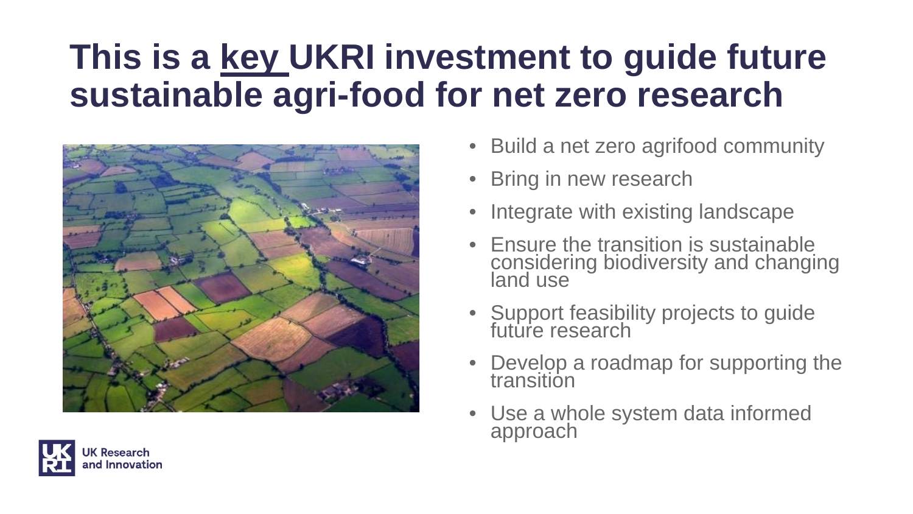# This is a key UKRI investment to guide future sustainable agri-food for net zero research

- Build a net zero agrifood community
- Bring in new research
- Integrate with existing landscape
- Ensure the transition is sustainable considering biodiversity and changing land use
- Support feasibility projects to guide future research
- Develop a roadmap for supporting the transition
- Use a whole system data informed approach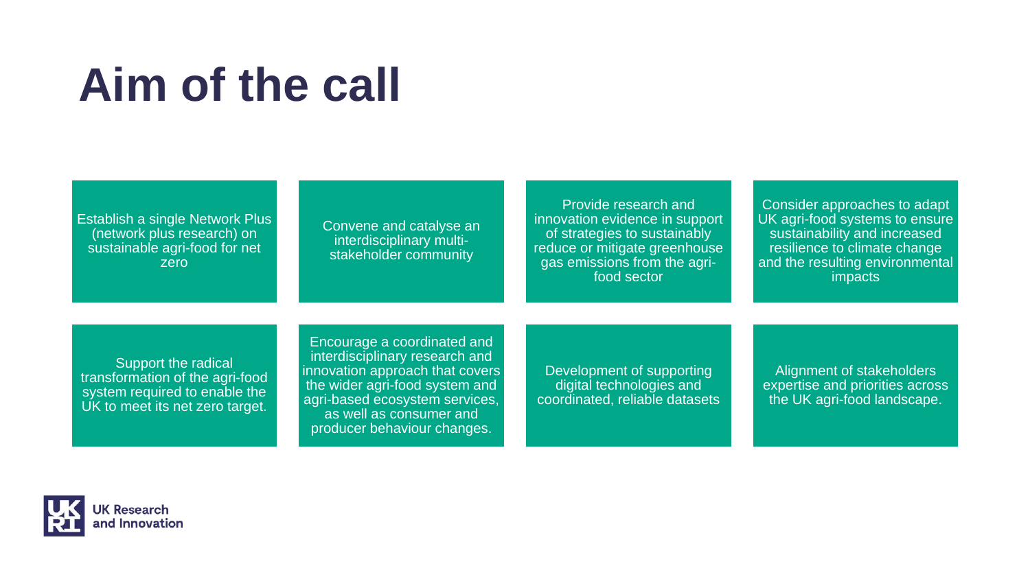# Aim of the call

- Establish a single Network Plus (network plus research) on sustainable agri-food for net zero
- Convene and catalyse an interdisciplinary multi-stakeholder community
- Provide research and innovation evidence in support of strategies to sustainably reduce or mitigate greenhouse gas emissions from the agri-food sector
- Consider approaches to adapt UK agri-food systems to ensure sustainability and increased resilience to climate change and the resulting environmental impacts
- Support the radical transformation of the agri-food system required to enable the UK to meet its net zero target.
- Encourage a coordinated and interdisciplinary research and innovation approach that covers the wider agri-food system and agri-based ecosystem services, as well as consumer and producer behaviour changes.
- Development of supporting digital technologies and coordinated, reliable datasets
- Alignment of stakeholders expertise and priorities across the UK agri-food landscape.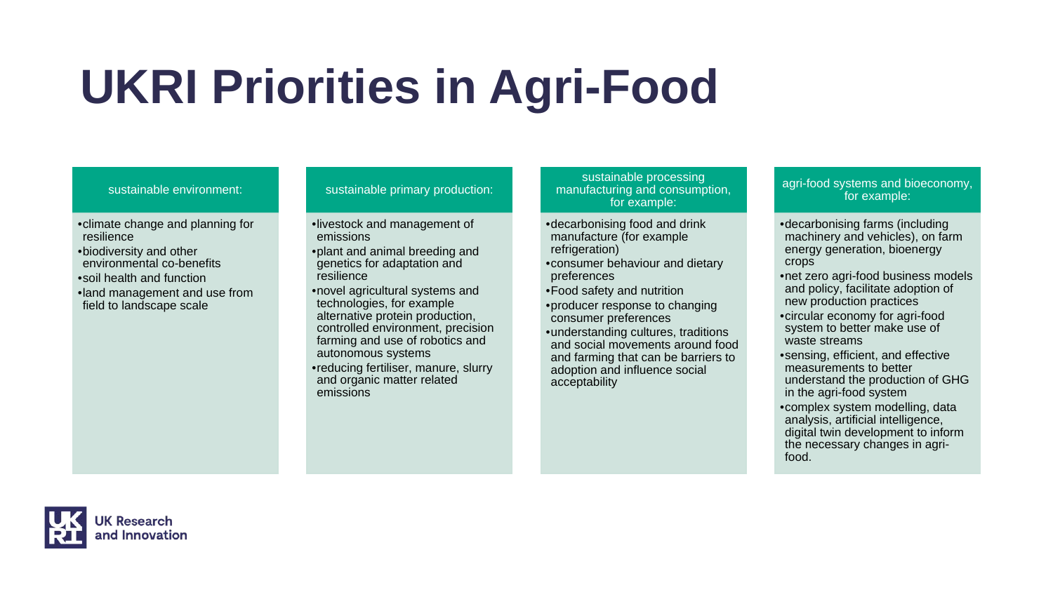# UKRI Priorities in Agri-Food

### sustainable environment:

- climate change and planning for resilience
- biodiversity and other environmental co-benefits
- soil health and function
- land management and use from field to landscape scale

### sustainable primary production:

- livestock and management of emissions
- plant and animal breeding and genetics for adaptation and resilience
- novel agricultural systems and technologies, for example alternative protein production, controlled environment, precision farming and use of robotics and autonomous systems
- reducing fertiliser, manure, slurry and organic matter related emissions

### sustainable processing manufacturing and consumption, for example:

- decarbonising food and drink manufacture (for example refrigeration)
- consumer behaviour and dietary preferences
- Food safety and nutrition
- producer response to changing consumer preferences
- understanding cultures, traditions and social movements around food and farming that can be barriers to adoption and influence social acceptability

### agri-food systems and bioeconomy, for example:

- decarbonising farms (including machinery and vehicles), on farm energy generation, bioenergy crops
- net zero agri-food business models and policy, facilitate adoption of new production practices
- circular economy for agri-food system to better make use of waste streams
- sensing, efficient, and effective measurements to better understand the production of GHG in the agri-food system
- complex system modelling, data analysis, artificial intelligence, digital twin development to inform the necessary changes in agri-food.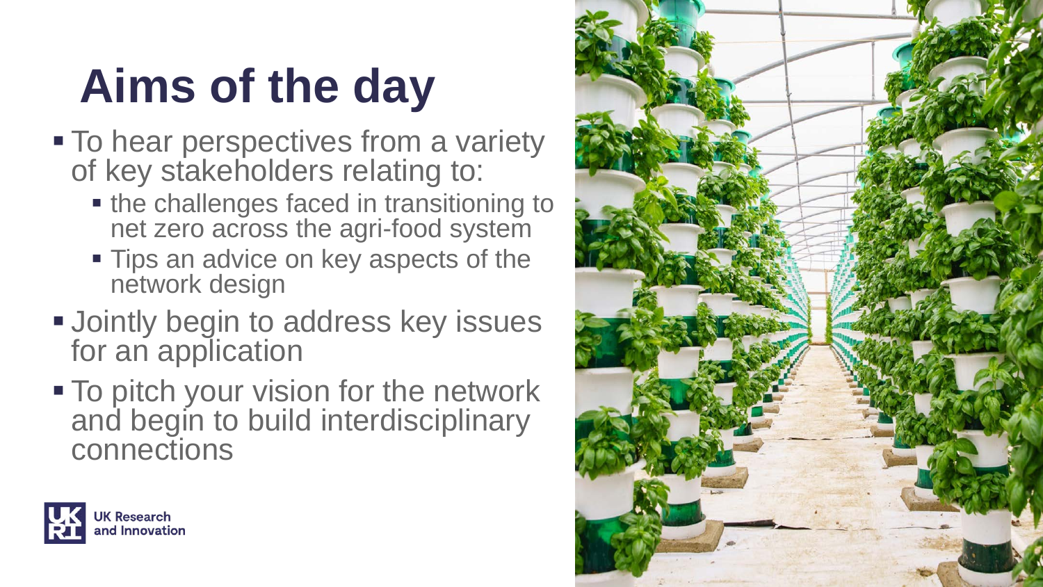# Aims of the day

- To hear perspectives from a variety of key stakeholders relating to:
  - the challenges faced in transitioning to net zero across the agri-food system
  - Tips an advice on key aspects of the network design
- Jointly begin to address key issues for an application
- To pitch your vision for the network and begin to build interdisciplinary connections

UK Research and Innovation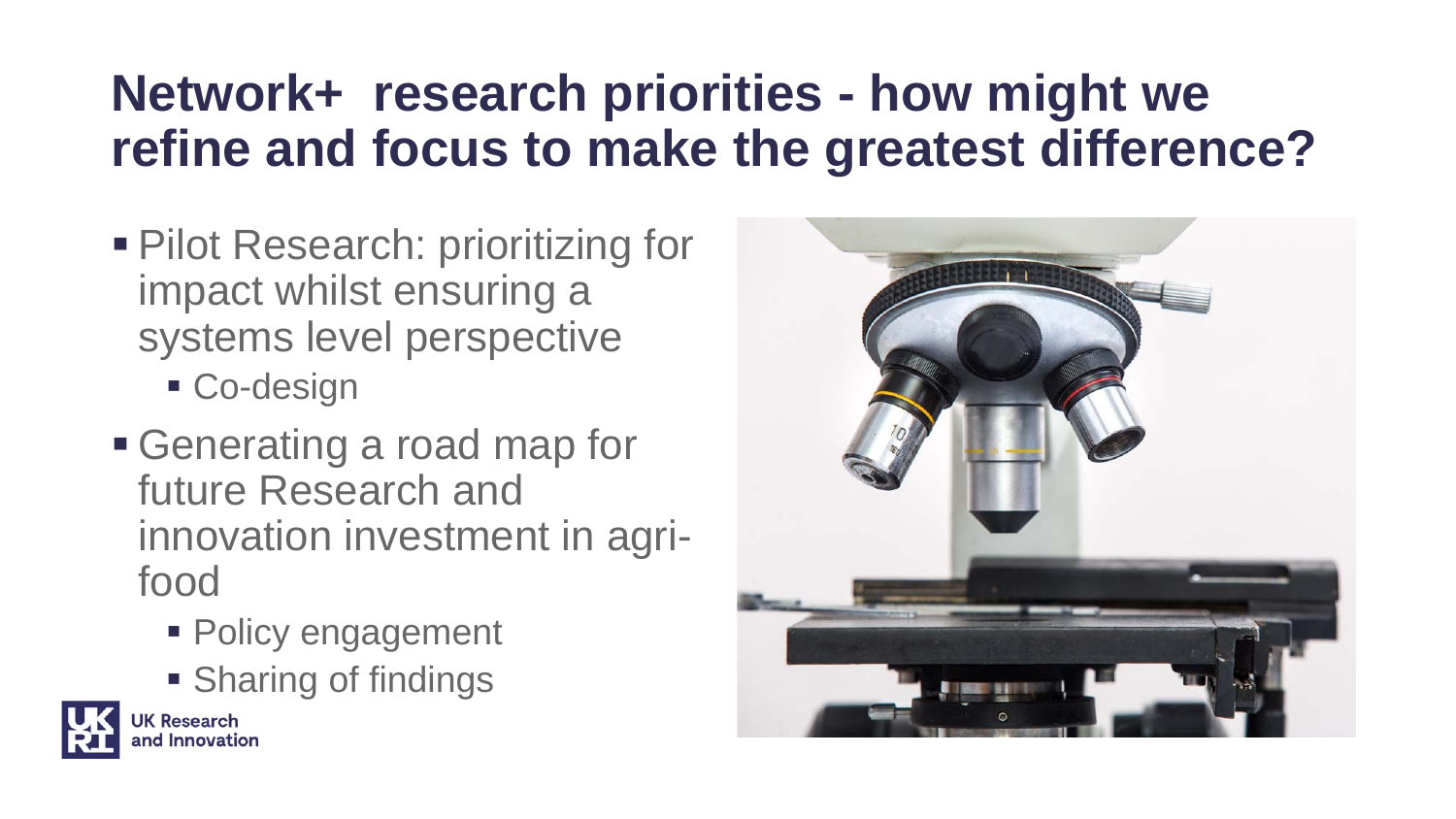# Network+ research priorities - how might we refine and focus to make the greatest difference?

- Pilot Research: prioritizing for impact whilst ensuring a systems level perspective
  - Co-design
- Generating a road map for future Research and innovation investment in agri-food
  - Policy engagement
  - Sharing of findings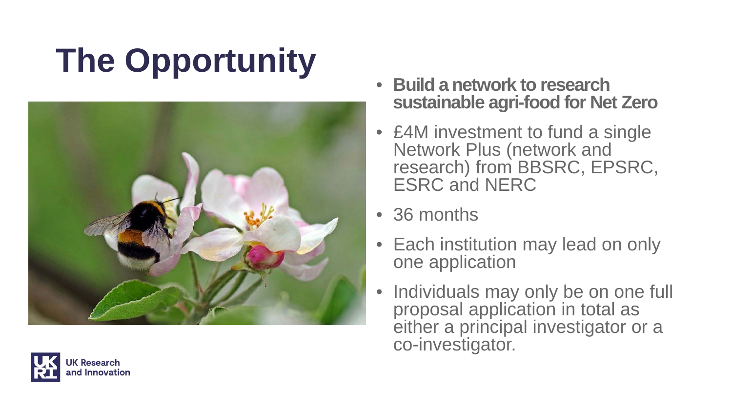# The Opportunity

- **Build a network to research sustainable agri-food for Net Zero**
- £4M investment to fund a single Network Plus (network and research) from BBSRC, EPSRC, ESRC and NERC
- 36 months
- Each institution may lead on only one application
- Individuals may only be on one full proposal application in total as either a principal investigator or a co-investigator.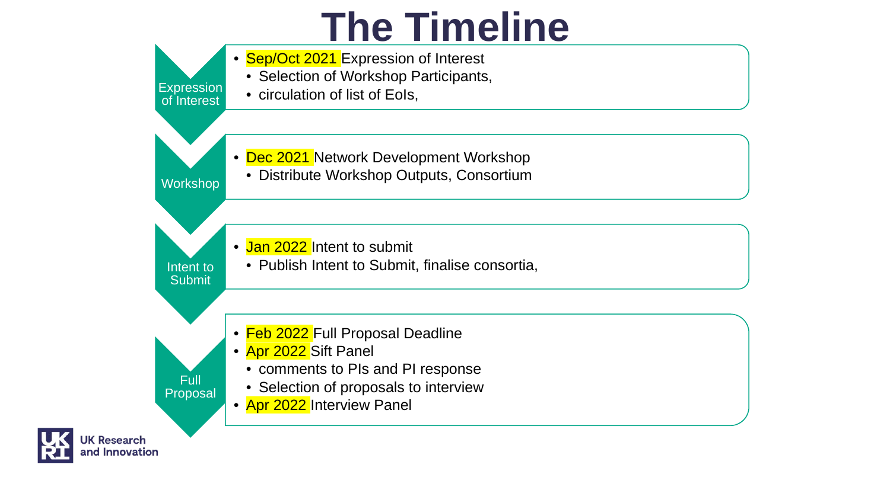# The Timeline

**Expression of Interest**

- Sep/Oct 2021 Expression of Interest
  - Selection of Workshop Participants,
  - circulation of list of EoIs,

**Workshop**

- Dec 2021 Network Development Workshop
  - Distribute Workshop Outputs, Consortium

**Intent to Submit**

- Jan 2022 Intent to submit
  - Publish Intent to Submit, finalise consortia,

**Full Proposal**

- Feb 2022 Full Proposal Deadline
- Apr 2022 Sift Panel
  - comments to PIs and PI response
  - Selection of proposals to interview
- Apr 2022 Interview Panel

UK Research and Innovation